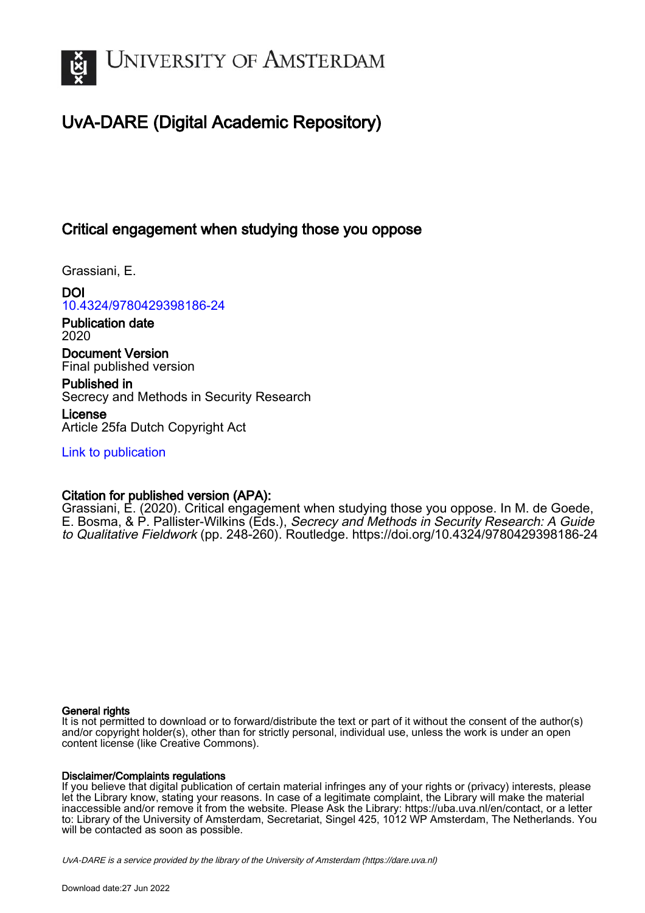UNIVERSITY OF AMSTERDAM

# UvA-DARE (Digital Academic Repository)

## Critical engagement when studying those you oppose

Grassiani, E.

**DOI**
10.4324/9780429398186-24

**Publication date**
2020

**Document Version**
Final published version

**Published in**
Secrecy and Methods in Security Research

**License**
Article 25fa Dutch Copyright Act

Link to publication

**Citation for published version (APA):**
Grassiani, E. (2020). Critical engagement when studying those you oppose. In M. de Goede, E. Bosma, & P. Pallister-Wilkins (Eds.), *Secrecy and Methods in Security Research: A Guide to Qualitative Fieldwork* (pp. 248-260). Routledge. https://doi.org/10.4324/9780429398186-24

**General rights**
It is not permitted to download or to forward/distribute the text or part of it without the consent of the author(s) and/or copyright holder(s), other than for strictly personal, individual use, unless the work is under an open content license (like Creative Commons).

**Disclaimer/Complaints regulations**
If you believe that digital publication of certain material infringes any of your rights or (privacy) interests, please let the Library know, stating your reasons. In case of a legitimate complaint, the Library will make the material inaccessible and/or remove it from the website. Please Ask the Library: https://uba.uva.nl/en/contact, or a letter to: Library of the University of Amsterdam, Secretariat, Singel 425, 1012 WP Amsterdam, The Netherlands. You will be contacted as soon as possible.

*UvA-DARE is a service provided by the library of the University of Amsterdam (https://dare.uva.nl)*

Download date:27 Jun 2022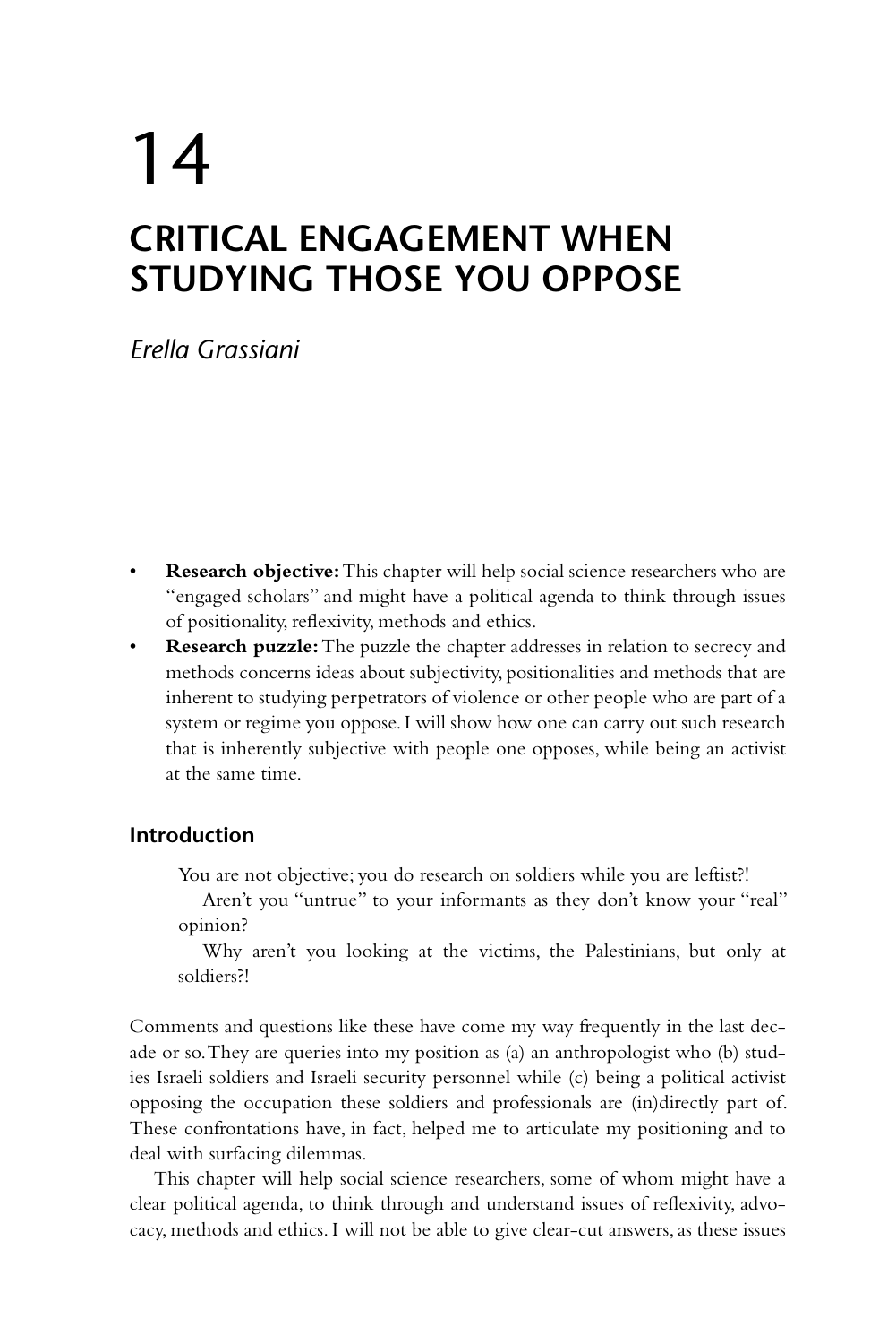# 14

# CRITICAL ENGAGEMENT WHEN STUDYING THOSE YOU OPPOSE

*Erella Grassiani*

- **Research objective:** This chapter will help social science researchers who are "engaged scholars" and might have a political agenda to think through issues of positionality, reflexivity, methods and ethics.
- **Research puzzle:** The puzzle the chapter addresses in relation to secrecy and methods concerns ideas about subjectivity, positionalities and methods that are inherent to studying perpetrators of violence or other people who are part of a system or regime you oppose. I will show how one can carry out such research that is inherently subjective with people one opposes, while being an activist at the same time.

## Introduction

> You are not objective; you do research on soldiers while you are leftist?!
>
> Aren't you "untrue" to your informants as they don't know your "real" opinion?
>
> Why aren't you looking at the victims, the Palestinians, but only at soldiers?!

Comments and questions like these have come my way frequently in the last decade or so. They are queries into my position as (a) an anthropologist who (b) studies Israeli soldiers and Israeli security personnel while (c) being a political activist opposing the occupation these soldiers and professionals are (in)directly part of. These confrontations have, in fact, helped me to articulate my positioning and to deal with surfacing dilemmas.

This chapter will help social science researchers, some of whom might have a clear political agenda, to think through and understand issues of reflexivity, advocacy, methods and ethics. I will not be able to give clear-cut answers, as these issues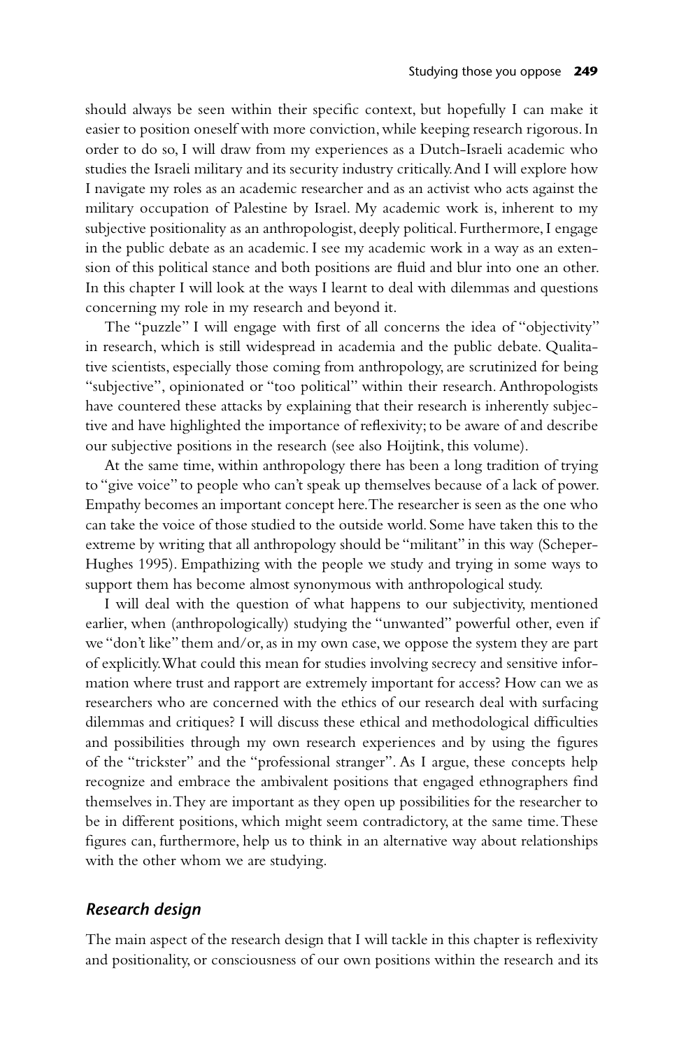should always be seen within their specific context, but hopefully I can make it easier to position oneself with more conviction, while keeping research rigorous. In order to do so, I will draw from my experiences as a Dutch-Israeli academic who studies the Israeli military and its security industry critically. And I will explore how I navigate my roles as an academic researcher and as an activist who acts against the military occupation of Palestine by Israel. My academic work is, inherent to my subjective positionality as an anthropologist, deeply political. Furthermore, I engage in the public debate as an academic. I see my academic work in a way as an extension of this political stance and both positions are fluid and blur into one an other. In this chapter I will look at the ways I learnt to deal with dilemmas and questions concerning my role in my research and beyond it.

The "puzzle" I will engage with first of all concerns the idea of "objectivity" in research, which is still widespread in academia and the public debate. Qualitative scientists, especially those coming from anthropology, are scrutinized for being "subjective", opinionated or "too political" within their research. Anthropologists have countered these attacks by explaining that their research is inherently subjective and have highlighted the importance of reflexivity; to be aware of and describe our subjective positions in the research (see also Hoijtink, this volume).

At the same time, within anthropology there has been a long tradition of trying to "give voice" to people who can't speak up themselves because of a lack of power. Empathy becomes an important concept here. The researcher is seen as the one who can take the voice of those studied to the outside world. Some have taken this to the extreme by writing that all anthropology should be "militant" in this way (Scheper-Hughes 1995). Empathizing with the people we study and trying in some ways to support them has become almost synonymous with anthropological study.

I will deal with the question of what happens to our subjectivity, mentioned earlier, when (anthropologically) studying the "unwanted" powerful other, even if we "don't like" them and/or, as in my own case, we oppose the system they are part of explicitly. What could this mean for studies involving secrecy and sensitive information where trust and rapport are extremely important for access? How can we as researchers who are concerned with the ethics of our research deal with surfacing dilemmas and critiques? I will discuss these ethical and methodological difficulties and possibilities through my own research experiences and by using the figures of the "trickster" and the "professional stranger". As I argue, these concepts help recognize and embrace the ambivalent positions that engaged ethnographers find themselves in. They are important as they open up possibilities for the researcher to be in different positions, which might seem contradictory, at the same time. These figures can, furthermore, help us to think in an alternative way about relationships with the other whom we are studying.

## *Research design*

The main aspect of the research design that I will tackle in this chapter is reflexivity and positionality, or consciousness of our own positions within the research and its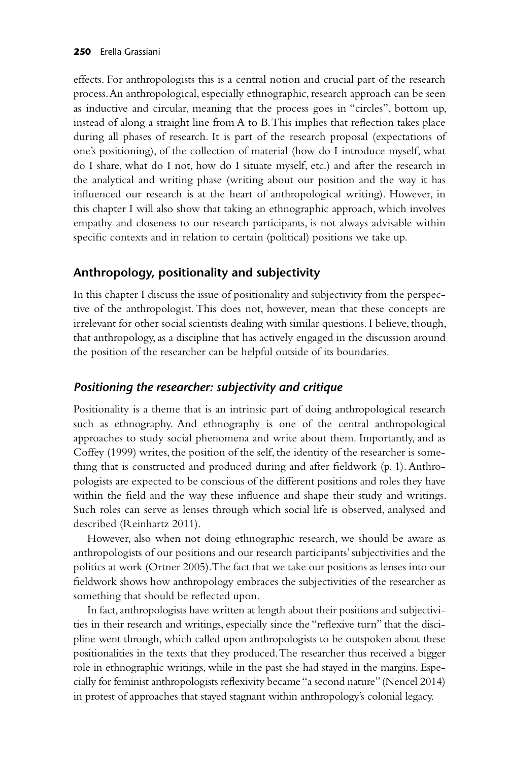effects. For anthropologists this is a central notion and crucial part of the research process. An anthropological, especially ethnographic, research approach can be seen as inductive and circular, meaning that the process goes in "circles", bottom up, instead of along a straight line from A to B. This implies that reflection takes place during all phases of research. It is part of the research proposal (expectations of one's positioning), of the collection of material (how do I introduce myself, what do I share, what do I not, how do I situate myself, etc.) and after the research in the analytical and writing phase (writing about our position and the way it has influenced our research is at the heart of anthropological writing). However, in this chapter I will also show that taking an ethnographic approach, which involves empathy and closeness to our research participants, is not always advisable within specific contexts and in relation to certain (political) positions we take up.

## Anthropology, positionality and subjectivity

In this chapter I discuss the issue of positionality and subjectivity from the perspective of the anthropologist. This does not, however, mean that these concepts are irrelevant for other social scientists dealing with similar questions. I believe, though, that anthropology, as a discipline that has actively engaged in the discussion around the position of the researcher can be helpful outside of its boundaries.

### *Positioning the researcher: subjectivity and critique*

Positionality is a theme that is an intrinsic part of doing anthropological research such as ethnography. And ethnography is one of the central anthropological approaches to study social phenomena and write about them. Importantly, and as Coffey (1999) writes, the position of the self, the identity of the researcher is something that is constructed and produced during and after fieldwork (p. 1). Anthropologists are expected to be conscious of the different positions and roles they have within the field and the way these influence and shape their study and writings. Such roles can serve as lenses through which social life is observed, analysed and described (Reinhartz 2011).

However, also when not doing ethnographic research, we should be aware as anthropologists of our positions and our research participants' subjectivities and the politics at work (Ortner 2005). The fact that we take our positions as lenses into our fieldwork shows how anthropology embraces the subjectivities of the researcher as something that should be reflected upon.

In fact, anthropologists have written at length about their positions and subjectivities in their research and writings, especially since the "reflexive turn" that the discipline went through, which called upon anthropologists to be outspoken about these positionalities in the texts that they produced. The researcher thus received a bigger role in ethnographic writings, while in the past she had stayed in the margins. Especially for feminist anthropologists reflexivity became "a second nature" (Nencel 2014) in protest of approaches that stayed stagnant within anthropology's colonial legacy.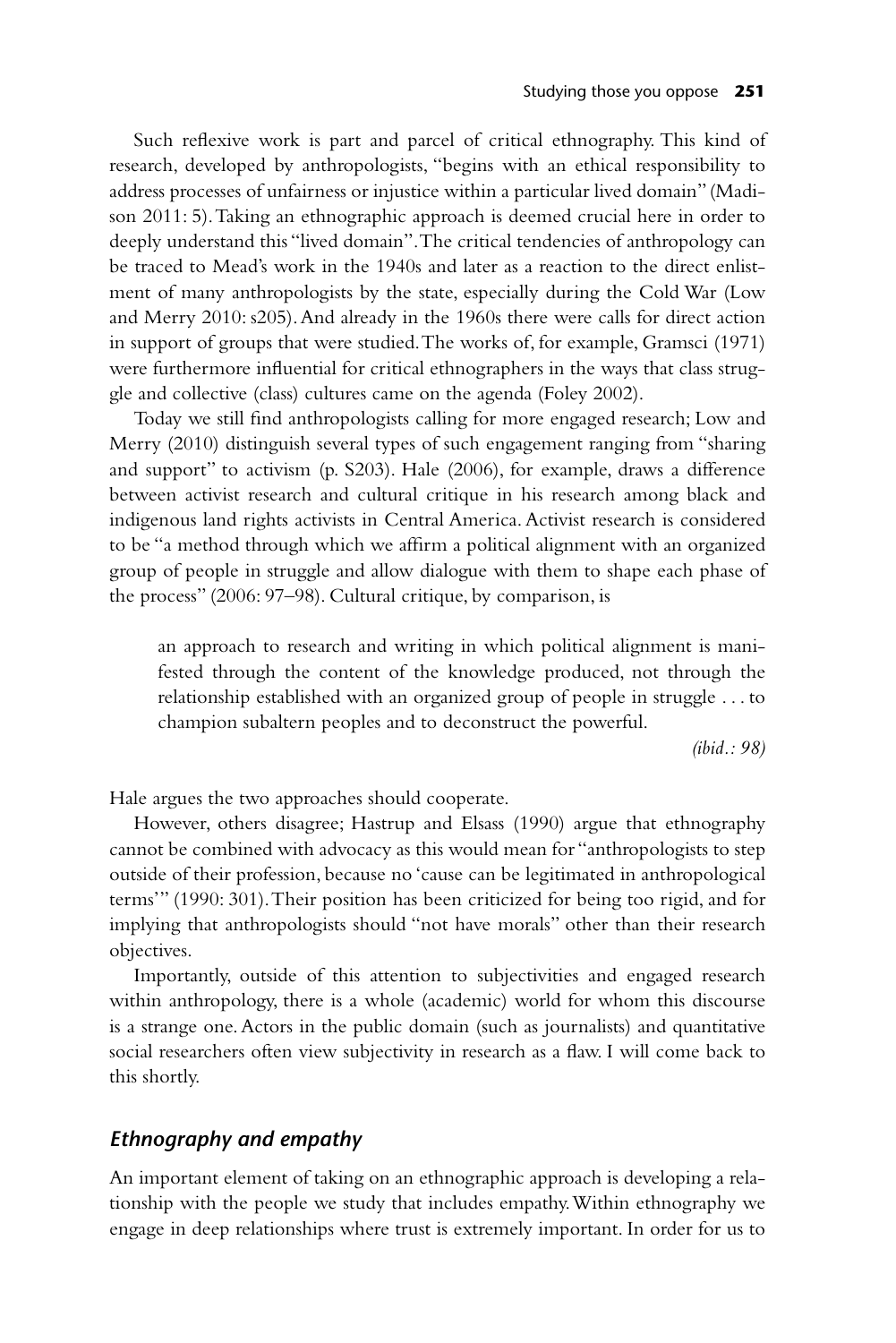Such reflexive work is part and parcel of critical ethnography. This kind of research, developed by anthropologists, "begins with an ethical responsibility to address processes of unfairness or injustice within a particular lived domain" (Madison 2011: 5). Taking an ethnographic approach is deemed crucial here in order to deeply understand this "lived domain". The critical tendencies of anthropology can be traced to Mead's work in the 1940s and later as a reaction to the direct enlistment of many anthropologists by the state, especially during the Cold War (Low and Merry 2010: s205). And already in the 1960s there were calls for direct action in support of groups that were studied. The works of, for example, Gramsci (1971) were furthermore influential for critical ethnographers in the ways that class struggle and collective (class) cultures came on the agenda (Foley 2002).

Today we still find anthropologists calling for more engaged research; Low and Merry (2010) distinguish several types of such engagement ranging from "sharing and support" to activism (p. S203). Hale (2006), for example, draws a difference between activist research and cultural critique in his research among black and indigenous land rights activists in Central America. Activist research is considered to be "a method through which we affirm a political alignment with an organized group of people in struggle and allow dialogue with them to shape each phase of the process" (2006: 97–98). Cultural critique, by comparison, is

> an approach to research and writing in which political alignment is manifested through the content of the knowledge produced, not through the relationship established with an organized group of people in struggle . . . to champion subaltern peoples and to deconstruct the powerful.
>
> *(ibid.: 98)*

Hale argues the two approaches should cooperate.

However, others disagree; Hastrup and Elsass (1990) argue that ethnography cannot be combined with advocacy as this would mean for "anthropologists to step outside of their profession, because no 'cause can be legitimated in anthropological terms'" (1990: 301). Their position has been criticized for being too rigid, and for implying that anthropologists should "not have morals" other than their research objectives.

Importantly, outside of this attention to subjectivities and engaged research within anthropology, there is a whole (academic) world for whom this discourse is a strange one. Actors in the public domain (such as journalists) and quantitative social researchers often view subjectivity in research as a flaw. I will come back to this shortly.

## *Ethnography and empathy*

An important element of taking on an ethnographic approach is developing a relationship with the people we study that includes empathy. Within ethnography we engage in deep relationships where trust is extremely important. In order for us to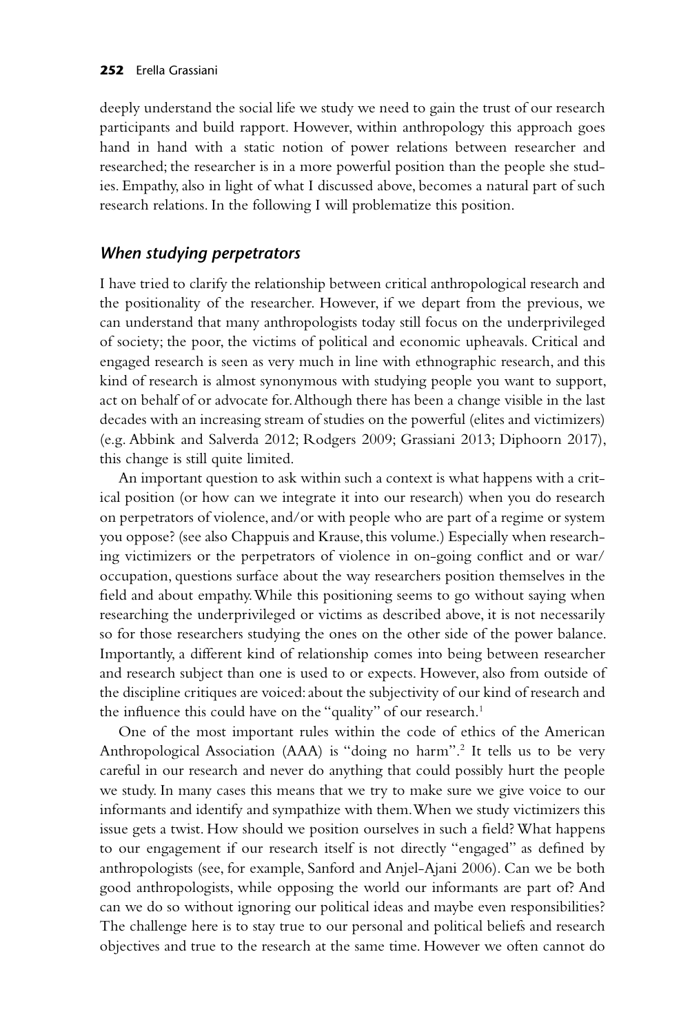deeply understand the social life we study we need to gain the trust of our research participants and build rapport. However, within anthropology this approach goes hand in hand with a static notion of power relations between researcher and researched; the researcher is in a more powerful position than the people she studies. Empathy, also in light of what I discussed above, becomes a natural part of such research relations. In the following I will problematize this position.

### *When studying perpetrators*

I have tried to clarify the relationship between critical anthropological research and the positionality of the researcher. However, if we depart from the previous, we can understand that many anthropologists today still focus on the underprivileged of society; the poor, the victims of political and economic upheavals. Critical and engaged research is seen as very much in line with ethnographic research, and this kind of research is almost synonymous with studying people you want to support, act on behalf of or advocate for. Although there has been a change visible in the last decades with an increasing stream of studies on the powerful (elites and victimizers) (e.g. Abbink and Salverda 2012; Rodgers 2009; Grassiani 2013; Diphoorn 2017), this change is still quite limited.

An important question to ask within such a context is what happens with a critical position (or how can we integrate it into our research) when you do research on perpetrators of violence, and/or with people who are part of a regime or system you oppose? (see also Chappuis and Krause, this volume.) Especially when researching victimizers or the perpetrators of violence in on-going conflict and or war/ occupation, questions surface about the way researchers position themselves in the field and about empathy. While this positioning seems to go without saying when researching the underprivileged or victims as described above, it is not necessarily so for those researchers studying the ones on the other side of the power balance. Importantly, a different kind of relationship comes into being between researcher and research subject than one is used to or expects. However, also from outside of the discipline critiques are voiced: about the subjectivity of our kind of research and the influence this could have on the "quality" of our research.[1]

One of the most important rules within the code of ethics of the American Anthropological Association (AAA) is "doing no harm".[2] It tells us to be very careful in our research and never do anything that could possibly hurt the people we study. In many cases this means that we try to make sure we give voice to our informants and identify and sympathize with them. When we study victimizers this issue gets a twist. How should we position ourselves in such a field? What happens to our engagement if our research itself is not directly "engaged" as defined by anthropologists (see, for example, Sanford and Anjel-Ajani 2006). Can we be both good anthropologists, while opposing the world our informants are part of? And can we do so without ignoring our political ideas and maybe even responsibilities? The challenge here is to stay true to our personal and political beliefs and research objectives and true to the research at the same time. However we often cannot do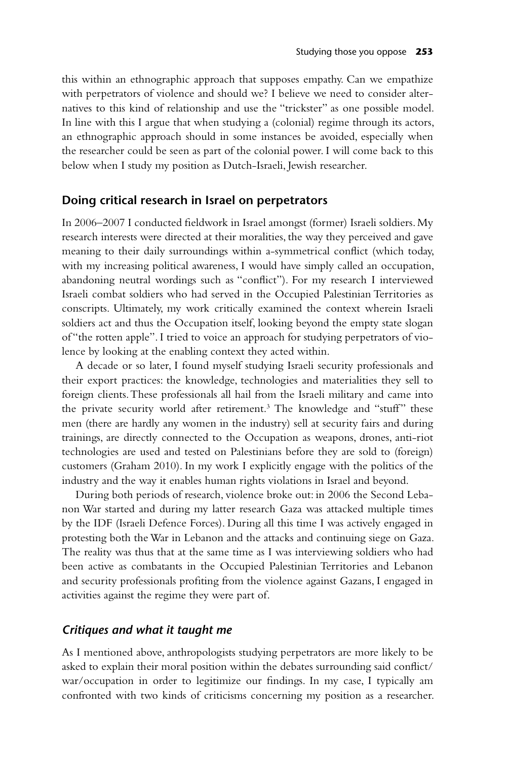this within an ethnographic approach that supposes empathy. Can we empathize with perpetrators of violence and should we? I believe we need to consider alternatives to this kind of relationship and use the "trickster" as one possible model. In line with this I argue that when studying a (colonial) regime through its actors, an ethnographic approach should in some instances be avoided, especially when the researcher could be seen as part of the colonial power. I will come back to this below when I study my position as Dutch-Israeli, Jewish researcher.

## Doing critical research in Israel on perpetrators

In 2006–2007 I conducted fieldwork in Israel amongst (former) Israeli soldiers. My research interests were directed at their moralities, the way they perceived and gave meaning to their daily surroundings within a-symmetrical conflict (which today, with my increasing political awareness, I would have simply called an occupation, abandoning neutral wordings such as "conflict"). For my research I interviewed Israeli combat soldiers who had served in the Occupied Palestinian Territories as conscripts. Ultimately, my work critically examined the context wherein Israeli soldiers act and thus the Occupation itself, looking beyond the empty state slogan of "the rotten apple". I tried to voice an approach for studying perpetrators of violence by looking at the enabling context they acted within.

A decade or so later, I found myself studying Israeli security professionals and their export practices: the knowledge, technologies and materialities they sell to foreign clients. These professionals all hail from the Israeli military and came into the private security world after retirement.[3] The knowledge and "stuff" these men (there are hardly any women in the industry) sell at security fairs and during trainings, are directly connected to the Occupation as weapons, drones, anti-riot technologies are used and tested on Palestinians before they are sold to (foreign) customers (Graham 2010). In my work I explicitly engage with the politics of the industry and the way it enables human rights violations in Israel and beyond.

During both periods of research, violence broke out: in 2006 the Second Lebanon War started and during my latter research Gaza was attacked multiple times by the IDF (Israeli Defence Forces). During all this time I was actively engaged in protesting both the War in Lebanon and the attacks and continuing siege on Gaza. The reality was thus that at the same time as I was interviewing soldiers who had been active as combatants in the Occupied Palestinian Territories and Lebanon and security professionals profiting from the violence against Gazans, I engaged in activities against the regime they were part of.

### *Critiques and what it taught me*

As I mentioned above, anthropologists studying perpetrators are more likely to be asked to explain their moral position within the debates surrounding said conflict/war/occupation in order to legitimize our findings. In my case, I typically am confronted with two kinds of criticisms concerning my position as a researcher.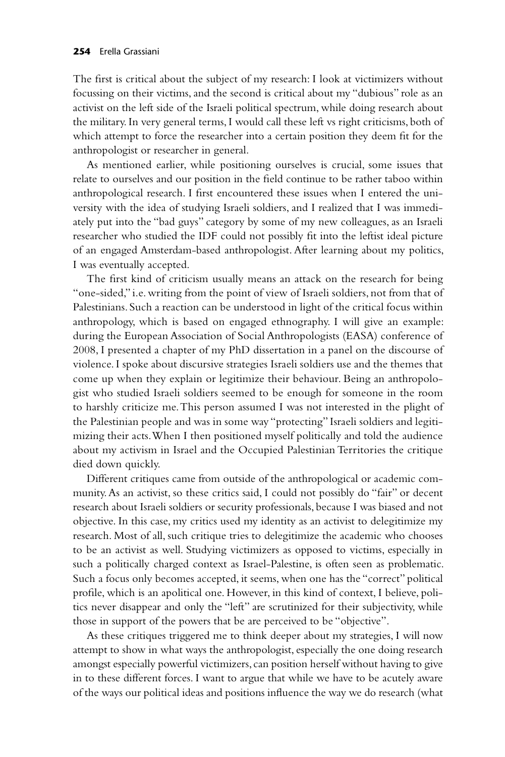The first is critical about the subject of my research: I look at victimizers without focussing on their victims, and the second is critical about my "dubious" role as an activist on the left side of the Israeli political spectrum, while doing research about the military. In very general terms, I would call these left vs right criticisms, both of which attempt to force the researcher into a certain position they deem fit for the anthropologist or researcher in general.

As mentioned earlier, while positioning ourselves is crucial, some issues that relate to ourselves and our position in the field continue to be rather taboo within anthropological research. I first encountered these issues when I entered the university with the idea of studying Israeli soldiers, and I realized that I was immediately put into the "bad guys" category by some of my new colleagues, as an Israeli researcher who studied the IDF could not possibly fit into the leftist ideal picture of an engaged Amsterdam-based anthropologist. After learning about my politics, I was eventually accepted.

The first kind of criticism usually means an attack on the research for being "one-sided," i.e. writing from the point of view of Israeli soldiers, not from that of Palestinians. Such a reaction can be understood in light of the critical focus within anthropology, which is based on engaged ethnography. I will give an example: during the European Association of Social Anthropologists (EASA) conference of 2008, I presented a chapter of my PhD dissertation in a panel on the discourse of violence. I spoke about discursive strategies Israeli soldiers use and the themes that come up when they explain or legitimize their behaviour. Being an anthropologist who studied Israeli soldiers seemed to be enough for someone in the room to harshly criticize me. This person assumed I was not interested in the plight of the Palestinian people and was in some way "protecting" Israeli soldiers and legitimizing their acts. When I then positioned myself politically and told the audience about my activism in Israel and the Occupied Palestinian Territories the critique died down quickly.

Different critiques came from outside of the anthropological or academic community. As an activist, so these critics said, I could not possibly do "fair" or decent research about Israeli soldiers or security professionals, because I was biased and not objective. In this case, my critics used my identity as an activist to delegitimize my research. Most of all, such critique tries to delegitimize the academic who chooses to be an activist as well. Studying victimizers as opposed to victims, especially in such a politically charged context as Israel-Palestine, is often seen as problematic. Such a focus only becomes accepted, it seems, when one has the "correct" political profile, which is an apolitical one. However, in this kind of context, I believe, politics never disappear and only the "left" are scrutinized for their subjectivity, while those in support of the powers that be are perceived to be "objective".

As these critiques triggered me to think deeper about my strategies, I will now attempt to show in what ways the anthropologist, especially the one doing research amongst especially powerful victimizers, can position herself without having to give in to these different forces. I want to argue that while we have to be acutely aware of the ways our political ideas and positions influence the way we do research (what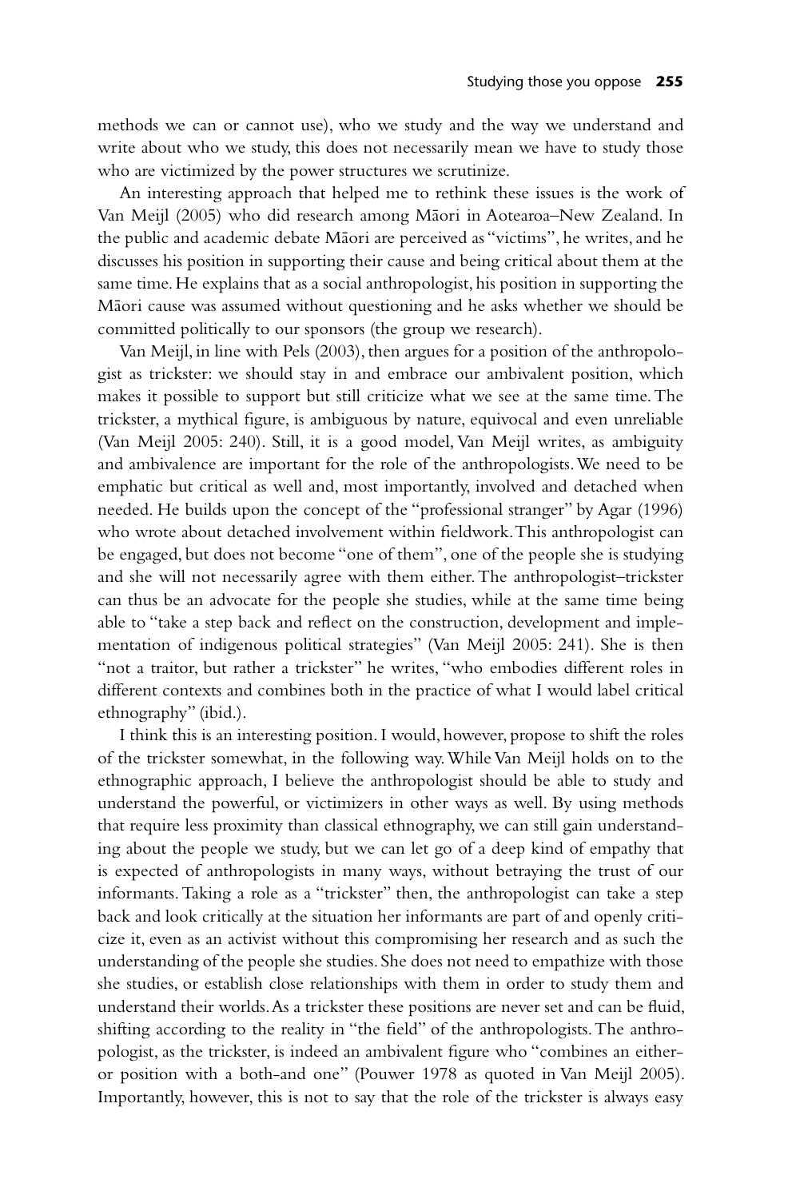methods we can or cannot use), who we study and the way we understand and write about who we study, this does not necessarily mean we have to study those who are victimized by the power structures we scrutinize.

An interesting approach that helped me to rethink these issues is the work of Van Meijl (2005) who did research among Māori in Aotearoa–New Zealand. In the public and academic debate Māori are perceived as "victims", he writes, and he discusses his position in supporting their cause and being critical about them at the same time. He explains that as a social anthropologist, his position in supporting the Māori cause was assumed without questioning and he asks whether we should be committed politically to our sponsors (the group we research).

Van Meijl, in line with Pels (2003), then argues for a position of the anthropologist as trickster: we should stay in and embrace our ambivalent position, which makes it possible to support but still criticize what we see at the same time. The trickster, a mythical figure, is ambiguous by nature, equivocal and even unreliable (Van Meijl 2005: 240). Still, it is a good model, Van Meijl writes, as ambiguity and ambivalence are important for the role of the anthropologists. We need to be emphatic but critical as well and, most importantly, involved and detached when needed. He builds upon the concept of the "professional stranger" by Agar (1996) who wrote about detached involvement within fieldwork. This anthropologist can be engaged, but does not become "one of them", one of the people she is studying and she will not necessarily agree with them either. The anthropologist–trickster can thus be an advocate for the people she studies, while at the same time being able to "take a step back and reflect on the construction, development and implementation of indigenous political strategies" (Van Meijl 2005: 241). She is then "not a traitor, but rather a trickster" he writes, "who embodies different roles in different contexts and combines both in the practice of what I would label critical ethnography" (ibid.).

I think this is an interesting position. I would, however, propose to shift the roles of the trickster somewhat, in the following way. While Van Meijl holds on to the ethnographic approach, I believe the anthropologist should be able to study and understand the powerful, or victimizers in other ways as well. By using methods that require less proximity than classical ethnography, we can still gain understanding about the people we study, but we can let go of a deep kind of empathy that is expected of anthropologists in many ways, without betraying the trust of our informants. Taking a role as a "trickster" then, the anthropologist can take a step back and look critically at the situation her informants are part of and openly criticize it, even as an activist without this compromising her research and as such the understanding of the people she studies. She does not need to empathize with those she studies, or establish close relationships with them in order to study them and understand their worlds. As a trickster these positions are never set and can be fluid, shifting according to the reality in "the field" of the anthropologists. The anthropologist, as the trickster, is indeed an ambivalent figure who "combines an either-or position with a both-and one" (Pouwer 1978 as quoted in Van Meijl 2005). Importantly, however, this is not to say that the role of the trickster is always easy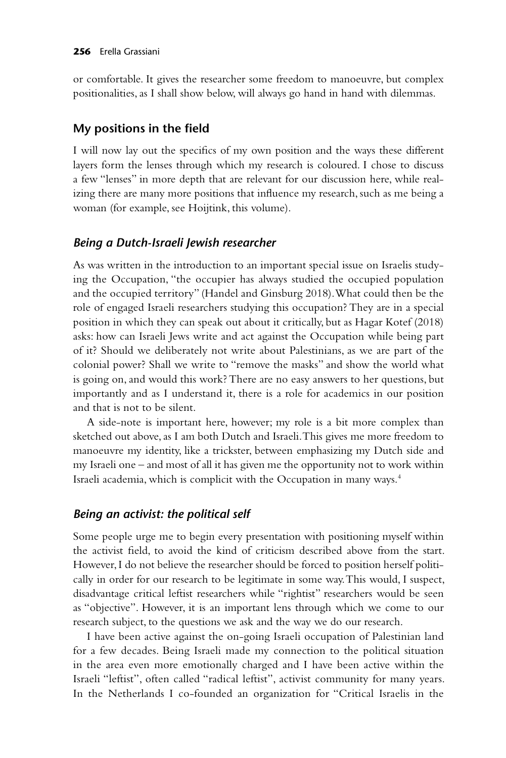or comfortable. It gives the researcher some freedom to manoeuvre, but complex positionalities, as I shall show below, will always go hand in hand with dilemmas.

## My positions in the field

I will now lay out the specifics of my own position and the ways these different layers form the lenses through which my research is coloured. I chose to discuss a few "lenses" in more depth that are relevant for our discussion here, while realizing there are many more positions that influence my research, such as me being a woman (for example, see Hoijtink, this volume).

### *Being a Dutch-Israeli Jewish researcher*

As was written in the introduction to an important special issue on Israelis studying the Occupation, "the occupier has always studied the occupied population and the occupied territory" (Handel and Ginsburg 2018). What could then be the role of engaged Israeli researchers studying this occupation? They are in a special position in which they can speak out about it critically, but as Hagar Kotef (2018) asks: how can Israeli Jews write and act against the Occupation while being part of it? Should we deliberately not write about Palestinians, as we are part of the colonial power? Shall we write to "remove the masks" and show the world what is going on, and would this work? There are no easy answers to her questions, but importantly and as I understand it, there is a role for academics in our position and that is not to be silent.

A side-note is important here, however; my role is a bit more complex than sketched out above, as I am both Dutch and Israeli. This gives me more freedom to manoeuvre my identity, like a trickster, between emphasizing my Dutch side and my Israeli one – and most of all it has given me the opportunity not to work within Israeli academia, which is complicit with the Occupation in many ways.[4]

### *Being an activist: the political self*

Some people urge me to begin every presentation with positioning myself within the activist field, to avoid the kind of criticism described above from the start. However, I do not believe the researcher should be forced to position herself politically in order for our research to be legitimate in some way. This would, I suspect, disadvantage critical leftist researchers while "rightist" researchers would be seen as "objective". However, it is an important lens through which we come to our research subject, to the questions we ask and the way we do our research.

I have been active against the on-going Israeli occupation of Palestinian land for a few decades. Being Israeli made my connection to the political situation in the area even more emotionally charged and I have been active within the Israeli "leftist", often called "radical leftist", activist community for many years. In the Netherlands I co-founded an organization for "Critical Israelis in the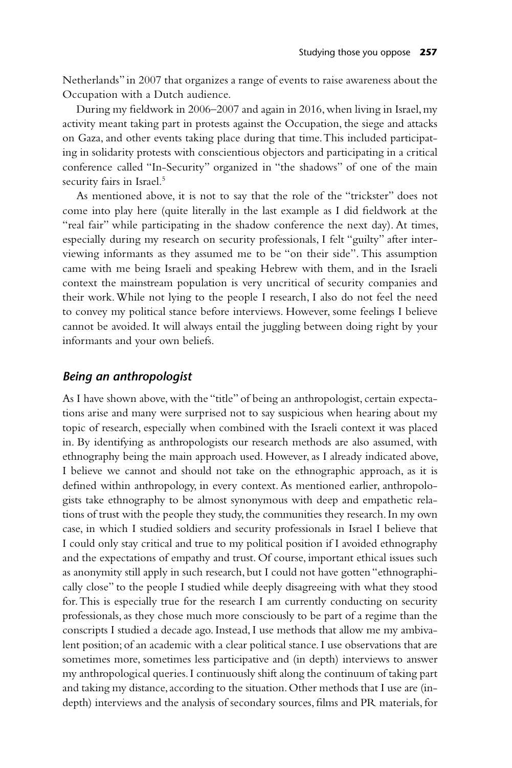Netherlands" in 2007 that organizes a range of events to raise awareness about the Occupation with a Dutch audience.

During my fieldwork in 2006–2007 and again in 2016, when living in Israel, my activity meant taking part in protests against the Occupation, the siege and attacks on Gaza, and other events taking place during that time. This included participating in solidarity protests with conscientious objectors and participating in a critical conference called "In-Security" organized in "the shadows" of one of the main security fairs in Israel.[5]

As mentioned above, it is not to say that the role of the "trickster" does not come into play here (quite literally in the last example as I did fieldwork at the "real fair" while participating in the shadow conference the next day). At times, especially during my research on security professionals, I felt "guilty" after interviewing informants as they assumed me to be "on their side". This assumption came with me being Israeli and speaking Hebrew with them, and in the Israeli context the mainstream population is very uncritical of security companies and their work. While not lying to the people I research, I also do not feel the need to convey my political stance before interviews. However, some feelings I believe cannot be avoided. It will always entail the juggling between doing right by your informants and your own beliefs.

## *Being an anthropologist*

As I have shown above, with the "title" of being an anthropologist, certain expectations arise and many were surprised not to say suspicious when hearing about my topic of research, especially when combined with the Israeli context it was placed in. By identifying as anthropologists our research methods are also assumed, with ethnography being the main approach used. However, as I already indicated above, I believe we cannot and should not take on the ethnographic approach, as it is defined within anthropology, in every context. As mentioned earlier, anthropologists take ethnography to be almost synonymous with deep and empathetic relations of trust with the people they study, the communities they research. In my own case, in which I studied soldiers and security professionals in Israel I believe that I could only stay critical and true to my political position if I avoided ethnography and the expectations of empathy and trust. Of course, important ethical issues such as anonymity still apply in such research, but I could not have gotten "ethnographically close" to the people I studied while deeply disagreeing with what they stood for. This is especially true for the research I am currently conducting on security professionals, as they chose much more consciously to be part of a regime than the conscripts I studied a decade ago. Instead, I use methods that allow me my ambivalent position; of an academic with a clear political stance. I use observations that are sometimes more, sometimes less participative and (in depth) interviews to answer my anthropological queries. I continuously shift along the continuum of taking part and taking my distance, according to the situation. Other methods that I use are (in-depth) interviews and the analysis of secondary sources, films and PR materials, for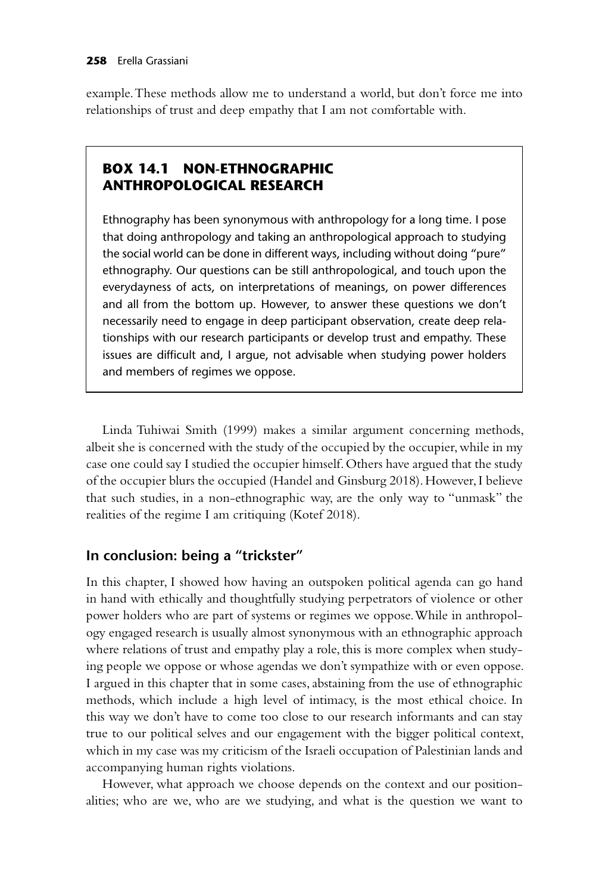example. These methods allow me to understand a world, but don't force me into relationships of trust and deep empathy that I am not comfortable with.

> **BOX 14.1 NON-ETHNOGRAPHIC ANTHROPOLOGICAL RESEARCH**
>
> Ethnography has been synonymous with anthropology for a long time. I pose that doing anthropology and taking an anthropological approach to studying the social world can be done in different ways, including without doing "pure" ethnography. Our questions can be still anthropological, and touch upon the everydayness of acts, on interpretations of meanings, on power differences and all from the bottom up. However, to answer these questions we don't necessarily need to engage in deep participant observation, create deep relationships with our research participants or develop trust and empathy. These issues are difficult and, I argue, not advisable when studying power holders and members of regimes we oppose.

Linda Tuhiwai Smith (1999) makes a similar argument concerning methods, albeit she is concerned with the study of the occupied by the occupier, while in my case one could say I studied the occupier himself. Others have argued that the study of the occupier blurs the occupied (Handel and Ginsburg 2018). However, I believe that such studies, in a non-ethnographic way, are the only way to "unmask" the realities of the regime I am critiquing (Kotef 2018).

## In conclusion: being a "trickster"

In this chapter, I showed how having an outspoken political agenda can go hand in hand with ethically and thoughtfully studying perpetrators of violence or other power holders who are part of systems or regimes we oppose. While in anthropology engaged research is usually almost synonymous with an ethnographic approach where relations of trust and empathy play a role, this is more complex when studying people we oppose or whose agendas we don't sympathize with or even oppose. I argued in this chapter that in some cases, abstaining from the use of ethnographic methods, which include a high level of intimacy, is the most ethical choice. In this way we don't have to come too close to our research informants and can stay true to our political selves and our engagement with the bigger political context, which in my case was my criticism of the Israeli occupation of Palestinian lands and accompanying human rights violations.

However, what approach we choose depends on the context and our positionalities; who are we, who are we studying, and what is the question we want to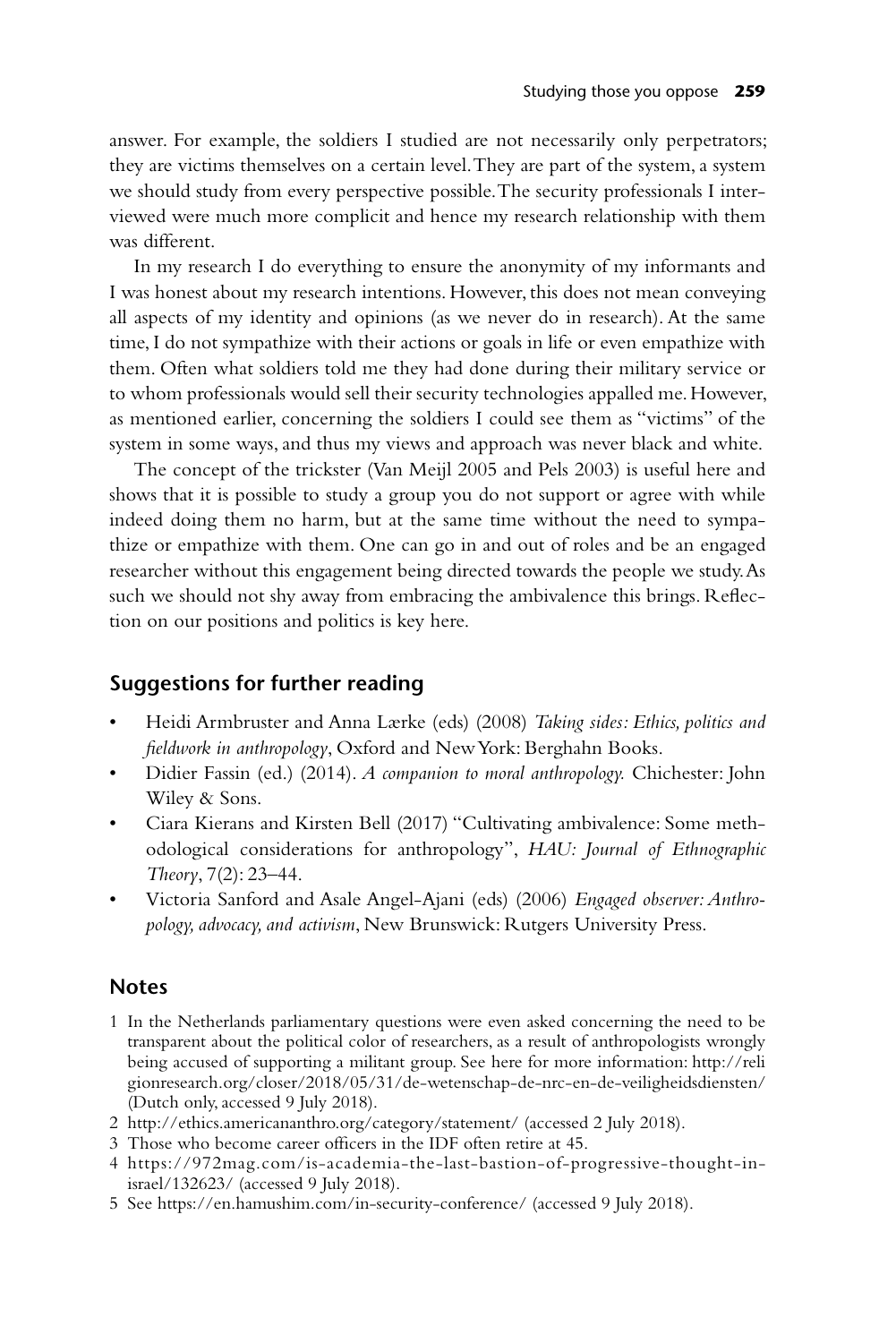answer. For example, the soldiers I studied are not necessarily only perpetrators; they are victims themselves on a certain level. They are part of the system, a system we should study from every perspective possible. The security professionals I interviewed were much more complicit and hence my research relationship with them was different.

In my research I do everything to ensure the anonymity of my informants and I was honest about my research intentions. However, this does not mean conveying all aspects of my identity and opinions (as we never do in research). At the same time, I do not sympathize with their actions or goals in life or even empathize with them. Often what soldiers told me they had done during their military service or to whom professionals would sell their security technologies appalled me. However, as mentioned earlier, concerning the soldiers I could see them as "victims" of the system in some ways, and thus my views and approach was never black and white.

The concept of the trickster (Van Meijl 2005 and Pels 2003) is useful here and shows that it is possible to study a group you do not support or agree with while indeed doing them no harm, but at the same time without the need to sympathize or empathize with them. One can go in and out of roles and be an engaged researcher without this engagement being directed towards the people we study. As such we should not shy away from embracing the ambivalence this brings. Reflection on our positions and politics is key here.

## Suggestions for further reading

- Heidi Armbruster and Anna Lærke (eds) (2008) *Taking sides: Ethics, politics and fieldwork in anthropology*, Oxford and New York: Berghahn Books.
- Didier Fassin (ed.) (2014). *A companion to moral anthropology.* Chichester: John Wiley & Sons.
- Ciara Kierans and Kirsten Bell (2017) "Cultivating ambivalence: Some methodological considerations for anthropology", *HAU: Journal of Ethnographic Theory*, 7(2): 23–44.
- Victoria Sanford and Asale Angel-Ajani (eds) (2006) *Engaged observer: Anthropology, advocacy, and activism*, New Brunswick: Rutgers University Press.

## Notes

1. In the Netherlands parliamentary questions were even asked concerning the need to be transparent about the political color of researchers, as a result of anthropologists wrongly being accused of supporting a militant group. See here for more information: http://religionresearch.org/closer/2018/05/31/de-wetenschap-de-nrc-en-de-veiligheidsdiensten/ (Dutch only, accessed 9 July 2018).
2. http://ethics.americananthro.org/category/statement/ (accessed 2 July 2018).
3. Those who become career officers in the IDF often retire at 45.
4. https://972mag.com/is-academia-the-last-bastion-of-progressive-thought-in-israel/132623/ (accessed 9 July 2018).
5. See https://en.hamushim.com/in-security-conference/ (accessed 9 July 2018).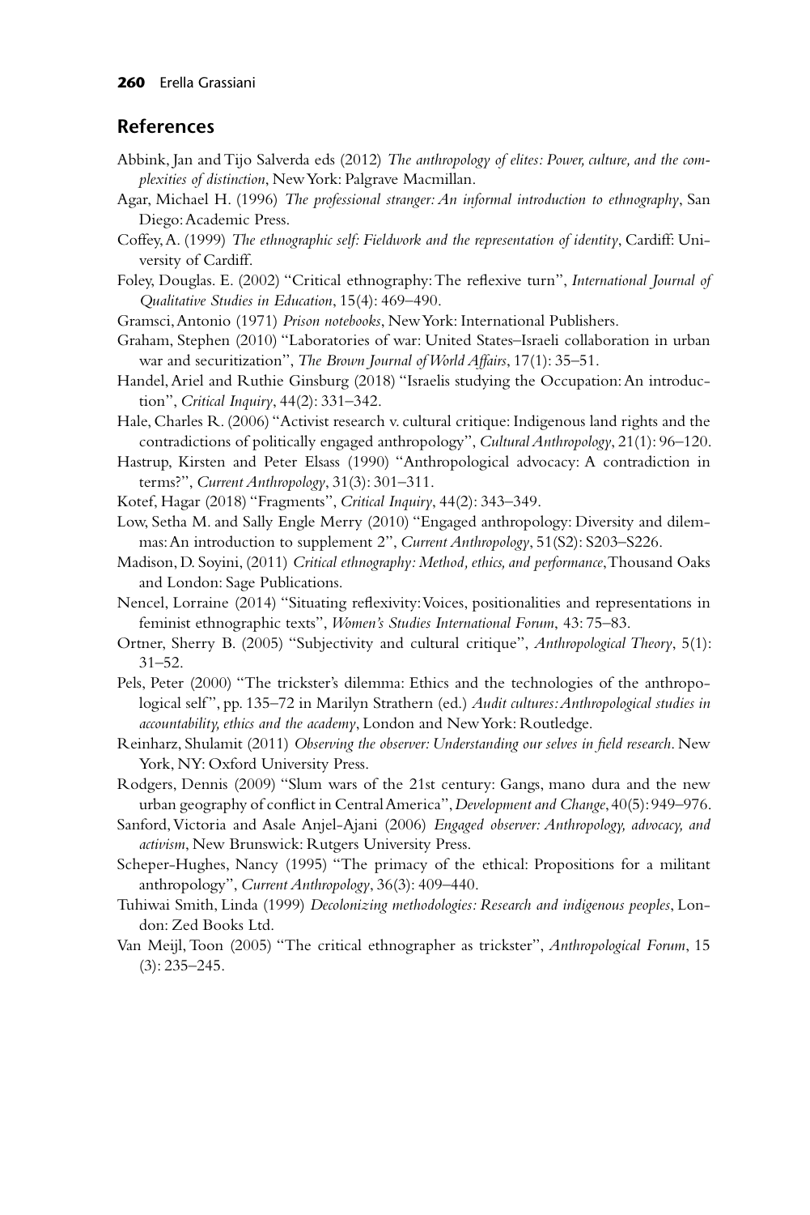## References

Abbink, Jan and Tijo Salverda eds (2012) *The anthropology of elites: Power, culture, and the complexities of distinction*, New York: Palgrave Macmillan.

Agar, Michael H. (1996) *The professional stranger: An informal introduction to ethnography*, San Diego: Academic Press.

Coffey, A. (1999) *The ethnographic self: Fieldwork and the representation of identity*, Cardiff: University of Cardiff.

Foley, Douglas. E. (2002) "Critical ethnography: The reflexive turn", *International Journal of Qualitative Studies in Education*, 15(4): 469–490.

Gramsci, Antonio (1971) *Prison notebooks*, New York: International Publishers.

Graham, Stephen (2010) "Laboratories of war: United States–Israeli collaboration in urban war and securitization", *The Brown Journal of World Affairs*, 17(1): 35–51.

Handel, Ariel and Ruthie Ginsburg (2018) "Israelis studying the Occupation: An introduction", *Critical Inquiry*, 44(2): 331–342.

Hale, Charles R. (2006) "Activist research v. cultural critique: Indigenous land rights and the contradictions of politically engaged anthropology", *Cultural Anthropology*, 21(1): 96–120.

Hastrup, Kirsten and Peter Elsass (1990) "Anthropological advocacy: A contradiction in terms?", *Current Anthropology*, 31(3): 301–311.

Kotef, Hagar (2018) "Fragments", *Critical Inquiry*, 44(2): 343–349.

Low, Setha M. and Sally Engle Merry (2010) "Engaged anthropology: Diversity and dilemmas: An introduction to supplement 2", *Current Anthropology*, 51(S2): S203–S226.

Madison, D. Soyini, (2011) *Critical ethnography: Method, ethics, and performance*, Thousand Oaks and London: Sage Publications.

Nencel, Lorraine (2014) "Situating reflexivity: Voices, positionalities and representations in feminist ethnographic texts", *Women's Studies International Forum*, 43: 75–83.

Ortner, Sherry B. (2005) "Subjectivity and cultural critique", *Anthropological Theory*, 5(1): 31–52.

Pels, Peter (2000) "The trickster's dilemma: Ethics and the technologies of the anthropological self", pp. 135–72 in Marilyn Strathern (ed.) *Audit cultures: Anthropological studies in accountability, ethics and the academy*, London and New York: Routledge.

Reinharz, Shulamit (2011) *Observing the observer: Understanding our selves in field research*. New York, NY: Oxford University Press.

Rodgers, Dennis (2009) "Slum wars of the 21st century: Gangs, mano dura and the new urban geography of conflict in Central America", *Development and Change*, 40(5): 949–976.

Sanford, Victoria and Asale Anjel-Ajani (2006) *Engaged observer: Anthropology, advocacy, and activism*, New Brunswick: Rutgers University Press.

Scheper-Hughes, Nancy (1995) "The primacy of the ethical: Propositions for a militant anthropology", *Current Anthropology*, 36(3): 409–440.

Tuhiwai Smith, Linda (1999) *Decolonizing methodologies: Research and indigenous peoples*, London: Zed Books Ltd.

Van Meijl, Toon (2005) "The critical ethnographer as trickster", *Anthropological Forum*, 15 (3): 235–245.